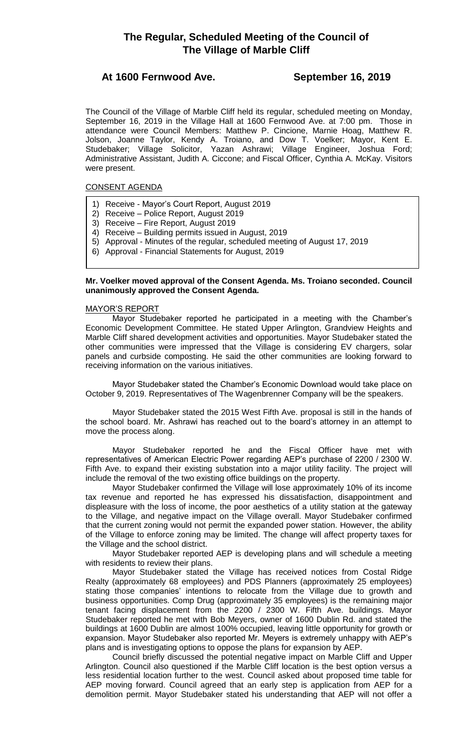# The Regular, Scheduled Meeting of the Council of The Village of Marble Cliff

## At 1600 Fernwood Ave. September 16, 2019

The Council of the Village of Marble Cliff held its regular, scheduled meeting on Monday, September 16, 2019 in the Village Hall at 1600 Fernwood Ave. at 7:00 pm. Those in attendance were Council Members: Matthew P. Cincione, Marnie Hoag, Matthew R. Jolson, Joanne Taylor, Kendy A. Troiano, and Dow T. Voelker; Mayor, Kent E. Studebaker; Village Solicitor, Yazan Ashrawi; Village Engineer, Joshua Ford; Administrative Assistant, Judith A. Ciccone; and Fiscal Officer, Cynthia A. McKay. Visitors were present.

CONSENT AGENDA

1) Receive - Mayor's Court Report, August 2019
2) Receive – Police Report, August 2019
3) Receive – Fire Report, August 2019
4) Receive – Building permits issued in August, 2019
5) Approval - Minutes of the regular, scheduled meeting of August 17, 2019
6) Approval - Financial Statements for August, 2019

**Mr. Voelker moved approval of the Consent Agenda. Ms. Troiano seconded. Council unanimously approved the Consent Agenda.**

MAYOR'S REPORT

Mayor Studebaker reported he participated in a meeting with the Chamber's Economic Development Committee. He stated Upper Arlington, Grandview Heights and Marble Cliff shared development activities and opportunities. Mayor Studebaker stated the other communities were impressed that the Village is considering EV chargers, solar panels and curbside composting. He said the other communities are looking forward to receiving information on the various initiatives.

Mayor Studebaker stated the Chamber's Economic Download would take place on October 9, 2019. Representatives of The Wagenbrenner Company will be the speakers.

Mayor Studebaker stated the 2015 West Fifth Ave. proposal is still in the hands of the school board. Mr. Ashrawi has reached out to the board's attorney in an attempt to move the process along.

Mayor Studebaker reported he and the Fiscal Officer have met with representatives of American Electric Power regarding AEP's purchase of 2200 / 2300 W. Fifth Ave. to expand their existing substation into a major utility facility. The project will include the removal of the two existing office buildings on the property.

Mayor Studebaker confirmed the Village will lose approximately 10% of its income tax revenue and reported he has expressed his dissatisfaction, disappointment and displeasure with the loss of income, the poor aesthetics of a utility station at the gateway to the Village, and negative impact on the Village overall. Mayor Studebaker confirmed that the current zoning would not permit the expanded power station. However, the ability of the Village to enforce zoning may be limited. The change will affect property taxes for the Village and the school district.

Mayor Studebaker reported AEP is developing plans and will schedule a meeting with residents to review their plans.

Mayor Studebaker stated the Village has received notices from Costal Ridge Realty (approximately 68 employees) and PDS Planners (approximately 25 employees) stating those companies' intentions to relocate from the Village due to growth and business opportunities. Comp Drug (approximately 35 employees) is the remaining major tenant facing displacement from the 2200 / 2300 W. Fifth Ave. buildings. Mayor Studebaker reported he met with Bob Meyers, owner of 1600 Dublin Rd. and stated the buildings at 1600 Dublin are almost 100% occupied, leaving little opportunity for growth or expansion. Mayor Studebaker also reported Mr. Meyers is extremely unhappy with AEP's plans and is investigating options to oppose the plans for expansion by AEP.

Council briefly discussed the potential negative impact on Marble Cliff and Upper Arlington. Council also questioned if the Marble Cliff location is the best option versus a less residential location further to the west. Council asked about proposed time table for AEP moving forward. Council agreed that an early step is application from AEP for a demolition permit. Mayor Studebaker stated his understanding that AEP will not offer a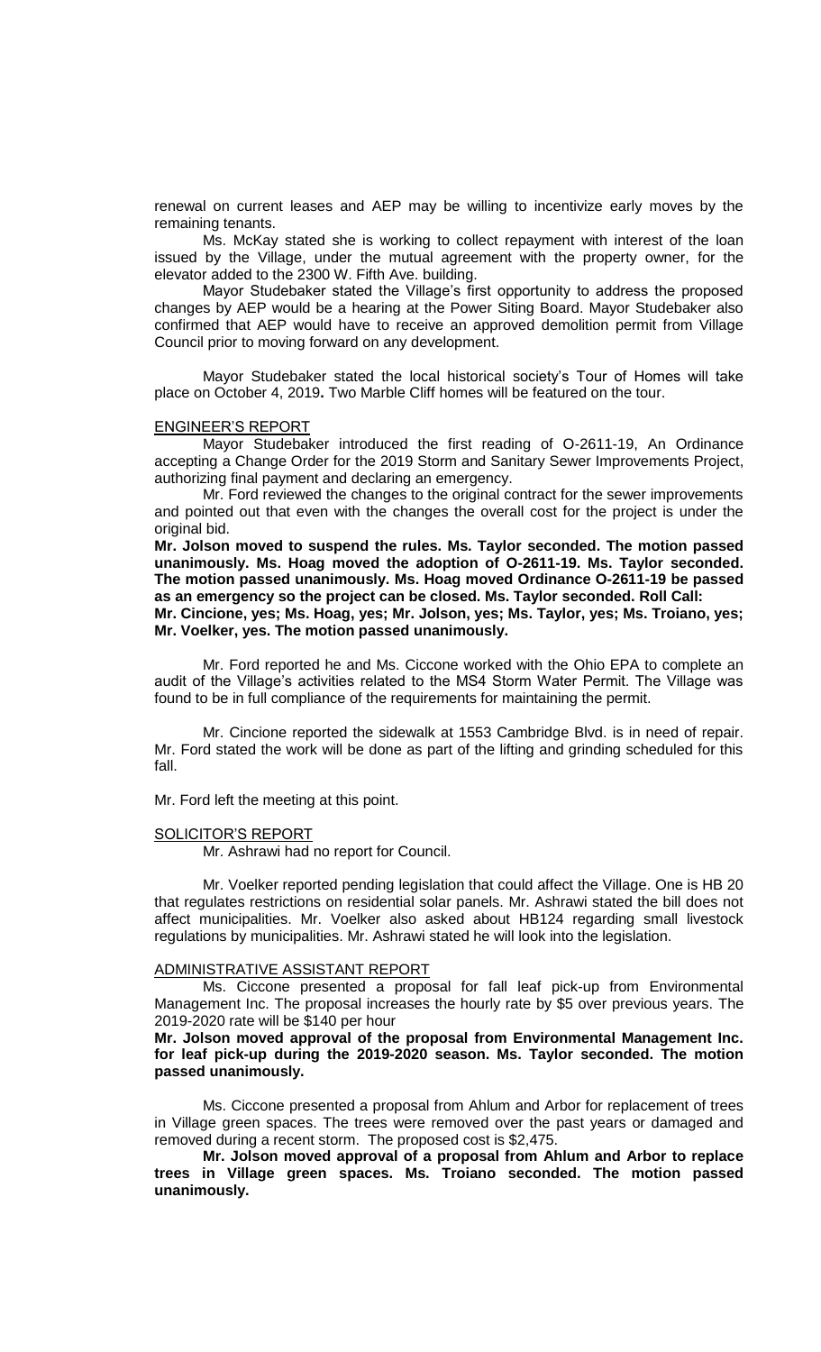renewal on current leases and AEP may be willing to incentivize early moves by the remaining tenants.

Ms. McKay stated she is working to collect repayment with interest of the loan issued by the Village, under the mutual agreement with the property owner, for the elevator added to the 2300 W. Fifth Ave. building.

Mayor Studebaker stated the Village's first opportunity to address the proposed changes by AEP would be a hearing at the Power Siting Board. Mayor Studebaker also confirmed that AEP would have to receive an approved demolition permit from Village Council prior to moving forward on any development.

Mayor Studebaker stated the local historical society's Tour of Homes will take place on October 4, 2019**.** Two Marble Cliff homes will be featured on the tour.

ENGINEER'S REPORT

Mayor Studebaker introduced the first reading of O-2611-19, An Ordinance accepting a Change Order for the 2019 Storm and Sanitary Sewer Improvements Project, authorizing final payment and declaring an emergency.

Mr. Ford reviewed the changes to the original contract for the sewer improvements and pointed out that even with the changes the overall cost for the project is under the original bid.

**Mr. Jolson moved to suspend the rules. Ms. Taylor seconded. The motion passed unanimously. Ms. Hoag moved the adoption of O-2611-19. Ms. Taylor seconded. The motion passed unanimously. Ms. Hoag moved Ordinance O-2611-19 be passed as an emergency so the project can be closed. Ms. Taylor seconded. Roll Call: Mr. Cincione, yes; Ms. Hoag, yes; Mr. Jolson, yes; Ms. Taylor, yes; Ms. Troiano, yes; Mr. Voelker, yes. The motion passed unanimously.**

Mr. Ford reported he and Ms. Ciccone worked with the Ohio EPA to complete an audit of the Village's activities related to the MS4 Storm Water Permit. The Village was found to be in full compliance of the requirements for maintaining the permit.

Mr. Cincione reported the sidewalk at 1553 Cambridge Blvd. is in need of repair. Mr. Ford stated the work will be done as part of the lifting and grinding scheduled for this fall.

Mr. Ford left the meeting at this point.

SOLICITOR'S REPORT

Mr. Ashrawi had no report for Council.

Mr. Voelker reported pending legislation that could affect the Village. One is HB 20 that regulates restrictions on residential solar panels. Mr. Ashrawi stated the bill does not affect municipalities. Mr. Voelker also asked about HB124 regarding small livestock regulations by municipalities. Mr. Ashrawi stated he will look into the legislation.

ADMINISTRATIVE ASSISTANT REPORT

Ms. Ciccone presented a proposal for fall leaf pick-up from Environmental Management Inc. The proposal increases the hourly rate by $5 over previous years. The 2019-2020 rate will be $140 per hour

**Mr. Jolson moved approval of the proposal from Environmental Management Inc. for leaf pick-up during the 2019-2020 season. Ms. Taylor seconded. The motion passed unanimously.**

Ms. Ciccone presented a proposal from Ahlum and Arbor for replacement of trees in Village green spaces. The trees were removed over the past years or damaged and removed during a recent storm. The proposed cost is $2,475.

**Mr. Jolson moved approval of a proposal from Ahlum and Arbor to replace trees in Village green spaces. Ms. Troiano seconded. The motion passed unanimously.**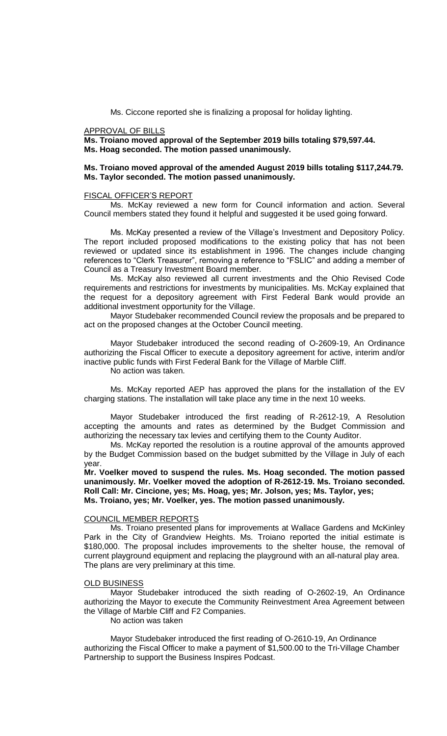Ms. Ciccone reported she is finalizing a proposal for holiday lighting.

APPROVAL OF BILLS

**Ms. Troiano moved approval of the September 2019 bills totaling $79,597.44. Ms. Hoag seconded. The motion passed unanimously.**

**Ms. Troiano moved approval of the amended August 2019 bills totaling $117,244.79. Ms. Taylor seconded. The motion passed unanimously.**

FISCAL OFFICER'S REPORT

Ms. McKay reviewed a new form for Council information and action. Several Council members stated they found it helpful and suggested it be used going forward.

Ms. McKay presented a review of the Village's Investment and Depository Policy. The report included proposed modifications to the existing policy that has not been reviewed or updated since its establishment in 1996. The changes include changing references to "Clerk Treasurer", removing a reference to "FSLIC" and adding a member of Council as a Treasury Investment Board member.

Ms. McKay also reviewed all current investments and the Ohio Revised Code requirements and restrictions for investments by municipalities. Ms. McKay explained that the request for a depository agreement with First Federal Bank would provide an additional investment opportunity for the Village.

Mayor Studebaker recommended Council review the proposals and be prepared to act on the proposed changes at the October Council meeting.

Mayor Studebaker introduced the second reading of O-2609-19, An Ordinance authorizing the Fiscal Officer to execute a depository agreement for active, interim and/or inactive public funds with First Federal Bank for the Village of Marble Cliff.

No action was taken.

Ms. McKay reported AEP has approved the plans for the installation of the EV charging stations. The installation will take place any time in the next 10 weeks.

Mayor Studebaker introduced the first reading of R-2612-19, A Resolution accepting the amounts and rates as determined by the Budget Commission and authorizing the necessary tax levies and certifying them to the County Auditor.

Ms. McKay reported the resolution is a routine approval of the amounts approved by the Budget Commission based on the budget submitted by the Village in July of each year.

**Mr. Voelker moved to suspend the rules. Ms. Hoag seconded. The motion passed unanimously. Mr. Voelker moved the adoption of R-2612-19. Ms. Troiano seconded. Roll Call: Mr. Cincione, yes; Ms. Hoag, yes; Mr. Jolson, yes; Ms. Taylor, yes; Ms. Troiano, yes; Mr. Voelker, yes. The motion passed unanimously.**

COUNCIL MEMBER REPORTS

Ms. Troiano presented plans for improvements at Wallace Gardens and McKinley Park in the City of Grandview Heights. Ms. Troiano reported the initial estimate is $180,000. The proposal includes improvements to the shelter house, the removal of current playground equipment and replacing the playground with an all-natural play area. The plans are very preliminary at this time.

OLD BUSINESS

Mayor Studebaker introduced the sixth reading of O-2602-19, An Ordinance authorizing the Mayor to execute the Community Reinvestment Area Agreement between the Village of Marble Cliff and F2 Companies.

No action was taken

Mayor Studebaker introduced the first reading of O-2610-19, An Ordinance authorizing the Fiscal Officer to make a payment of $1,500.00 to the Tri-Village Chamber Partnership to support the Business Inspires Podcast.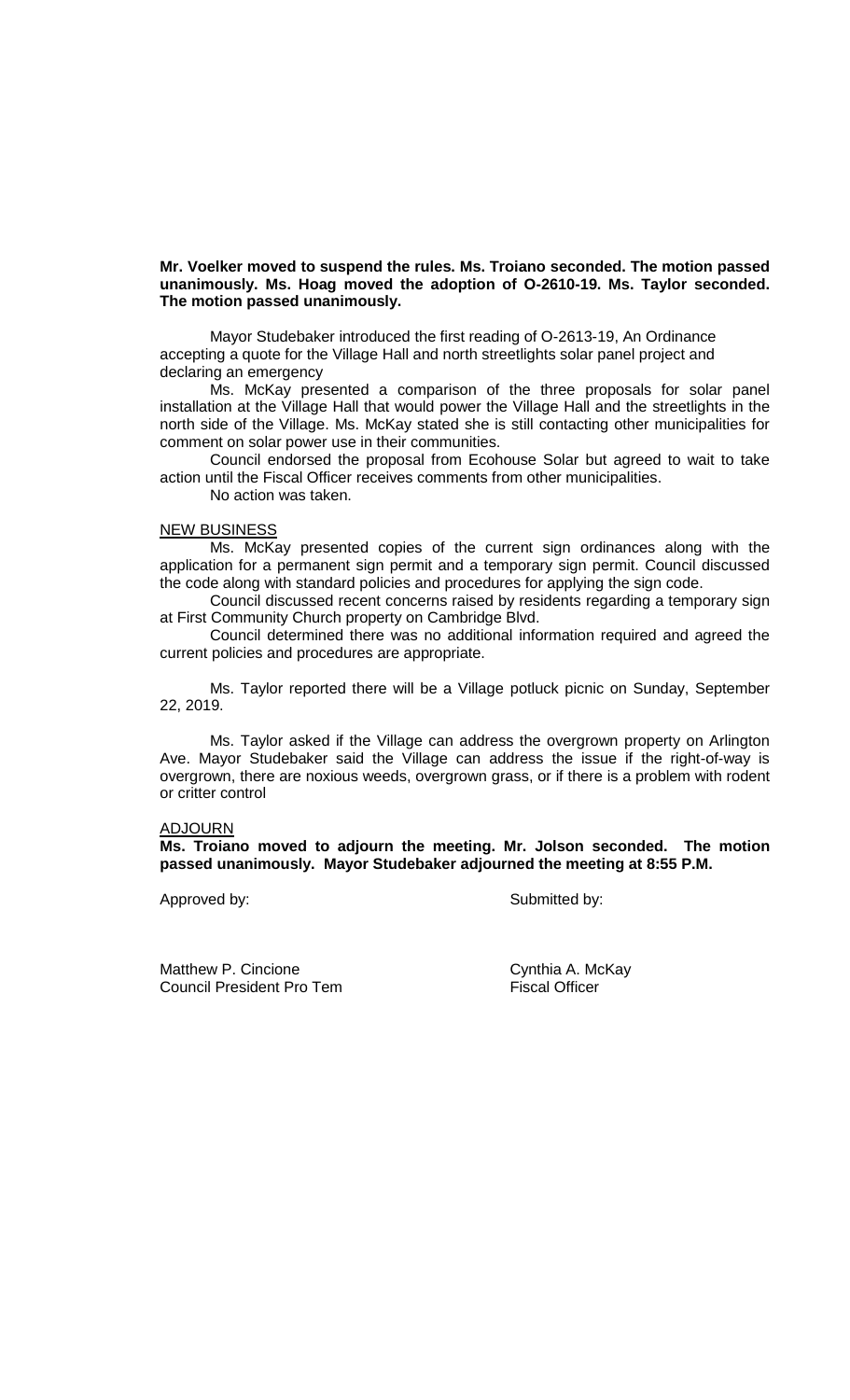**Mr. Voelker moved to suspend the rules. Ms. Troiano seconded. The motion passed unanimously. Ms. Hoag moved the adoption of O-2610-19. Ms. Taylor seconded. The motion passed unanimously.**

Mayor Studebaker introduced the first reading of O-2613-19, An Ordinance accepting a quote for the Village Hall and north streetlights solar panel project and declaring an emergency

Ms. McKay presented a comparison of the three proposals for solar panel installation at the Village Hall that would power the Village Hall and the streetlights in the north side of the Village. Ms. McKay stated she is still contacting other municipalities for comment on solar power use in their communities.

Council endorsed the proposal from Ecohouse Solar but agreed to wait to take action until the Fiscal Officer receives comments from other municipalities.

No action was taken.

NEW BUSINESS

Ms. McKay presented copies of the current sign ordinances along with the application for a permanent sign permit and a temporary sign permit. Council discussed the code along with standard policies and procedures for applying the sign code.

Council discussed recent concerns raised by residents regarding a temporary sign at First Community Church property on Cambridge Blvd.

Council determined there was no additional information required and agreed the current policies and procedures are appropriate.

Ms. Taylor reported there will be a Village potluck picnic on Sunday, September 22, 2019.

Ms. Taylor asked if the Village can address the overgrown property on Arlington Ave. Mayor Studebaker said the Village can address the issue if the right-of-way is overgrown, there are noxious weeds, overgrown grass, or if there is a problem with rodent or critter control

ADJOURN

**Ms. Troiano moved to adjourn the meeting. Mr. Jolson seconded. The motion passed unanimously. Mayor Studebaker adjourned the meeting at 8:55 P.M.**

Approved by: Submitted by:

Matthew P. Cincione
Council President Pro Tem

Cynthia A. McKay
Fiscal Officer